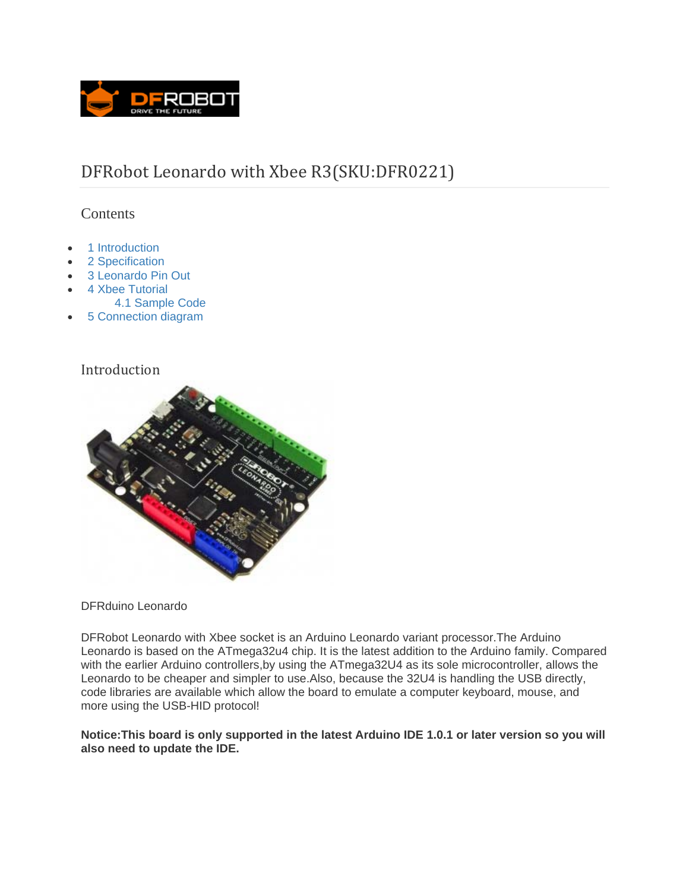# DFRobot Leonardo with Xbee R3(SKU:DFR0221)

## Contents

- 1 Introduction
- 2 Specification
- 3 Leonardo Pin Out
- 4 Xbee Tutorial
  - 4.1 Sample Code
- 5 Connection diagram

## Introduction

DFRduino Leonardo

DFRobot Leonardo with Xbee socket is an Arduino Leonardo variant processor.The Arduino Leonardo is based on the ATmega32u4 chip. It is the latest addition to the Arduino family. Compared with the earlier Arduino controllers,by using the ATmega32U4 as its sole microcontroller, allows the Leonardo to be cheaper and simpler to use.Also, because the 32U4 is handling the USB directly, code libraries are available which allow the board to emulate a computer keyboard, mouse, and more using the USB-HID protocol!

**Notice:This board is only supported in the latest Arduino IDE 1.0.1 or later version so you will also need to update the IDE.**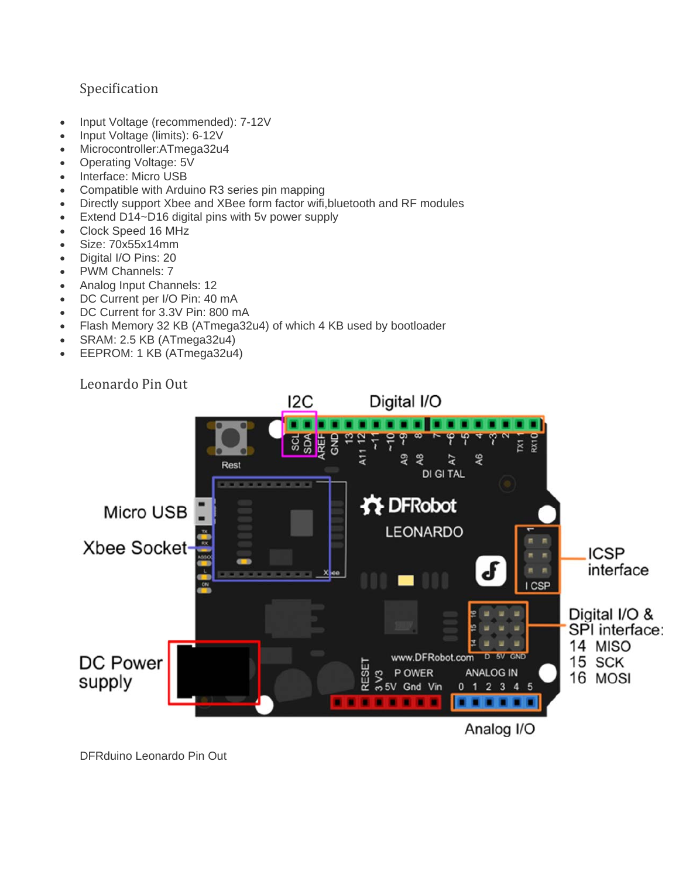## Specification

- Input Voltage (recommended): 7-12V
- Input Voltage (limits): 6-12V
- Microcontroller:ATmega32u4
- Operating Voltage: 5V
- Interface: Micro USB
- Compatible with Arduino R3 series pin mapping
- Directly support Xbee and XBee form factor wifi,bluetooth and RF modules
- Extend D14~D16 digital pins with 5v power supply
- Clock Speed 16 MHz
- Size: 70x55x14mm
- Digital I/O Pins: 20
- PWM Channels: 7
- Analog Input Channels: 12
- DC Current per I/O Pin: 40 mA
- DC Current for 3.3V Pin: 800 mA
- Flash Memory 32 KB (ATmega32u4) of which 4 KB used by bootloader
- SRAM: 2.5 KB (ATmega32u4)
- EEPROM: 1 KB (ATmega32u4)

## Leonardo Pin Out

DFRduino Leonardo Pin Out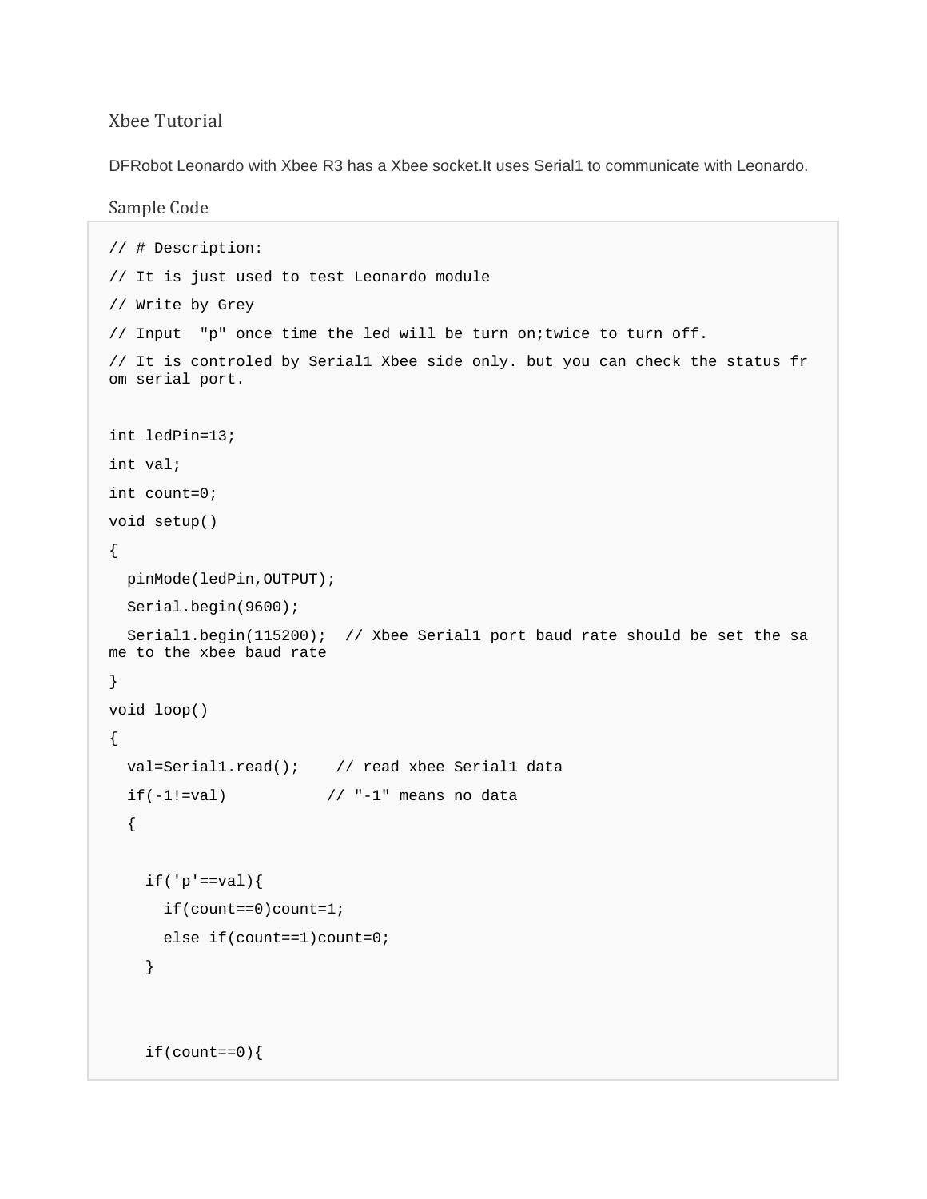## Xbee Tutorial

DFRobot Leonardo with Xbee R3 has a Xbee socket.It uses Serial1 to communicate with Leonardo.

### Sample Code

```
// # Description:
// It is just used to test Leonardo module
// Write by Grey
// Input  "p" once time the led will be turn on;twice to turn off.
// It is controled by Serial1 Xbee side only. but you can check the status from serial port.


int ledPin=13;
int val;
int count=0;
void setup()
{
  pinMode(ledPin,OUTPUT);
  Serial.begin(9600);
  Serial1.begin(115200);  // Xbee Serial1 port baud rate should be set the same to the xbee baud rate
}
void loop()
{
  val=Serial1.read();    // read xbee Serial1 data
  if(-1!=val)           // "-1" means no data
  {


    if('p'==val){
      if(count==0)count=1;
      else if(count==1)count=0;
    }



    if(count==0){
```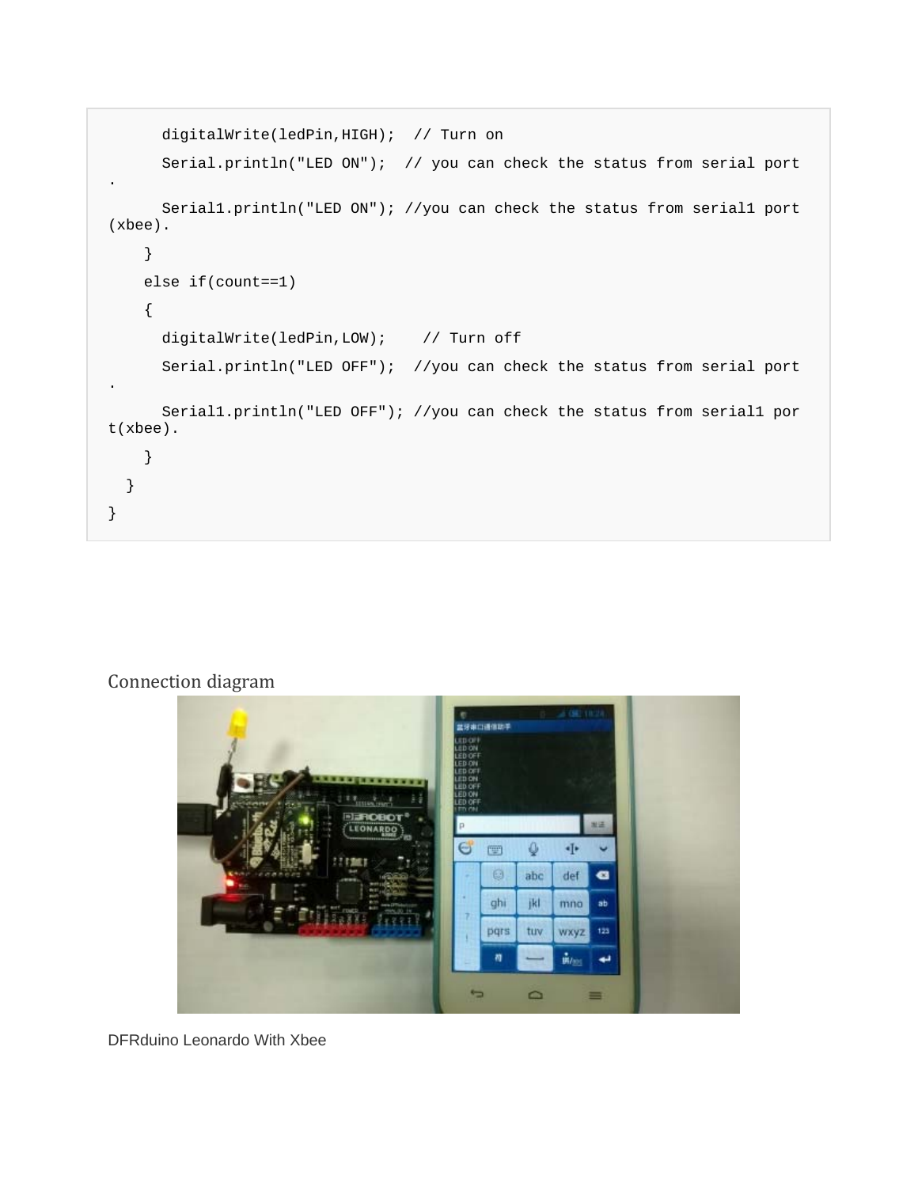```
      digitalWrite(ledPin,HIGH);  // Turn on
      Serial.println("LED ON");  // you can check the status from serial port.
      Serial1.println("LED ON"); //you can check the status from serial1 port(xbee).
    }
    else if(count==1)
    {
      digitalWrite(ledPin,LOW);    // Turn off
      Serial.println("LED OFF");  //you can check the status from serial port.
      Serial1.println("LED OFF"); //you can check the status from serial1 port(xbee).
    }
  }
}
```

## Connection diagram

DFRduino Leonardo With Xbee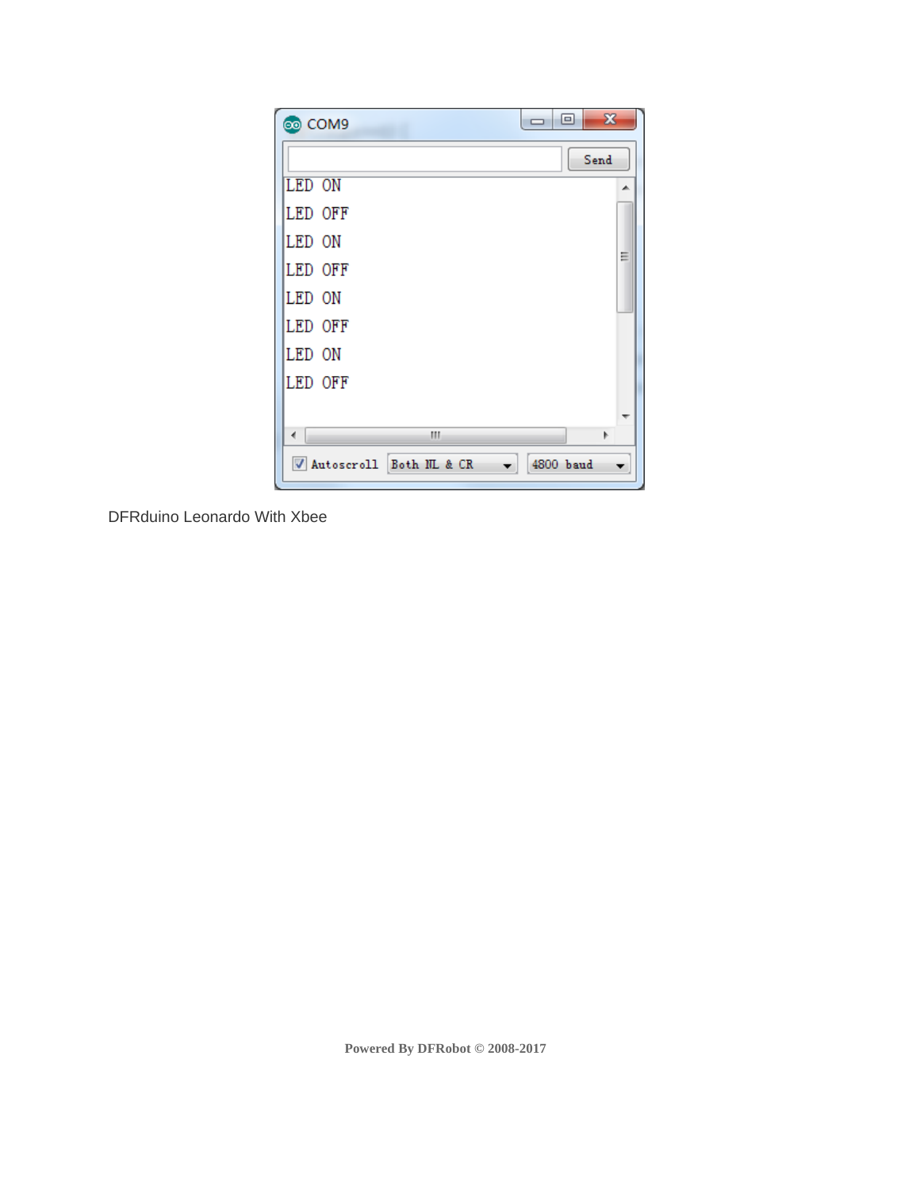DFRduino Leonardo With Xbee